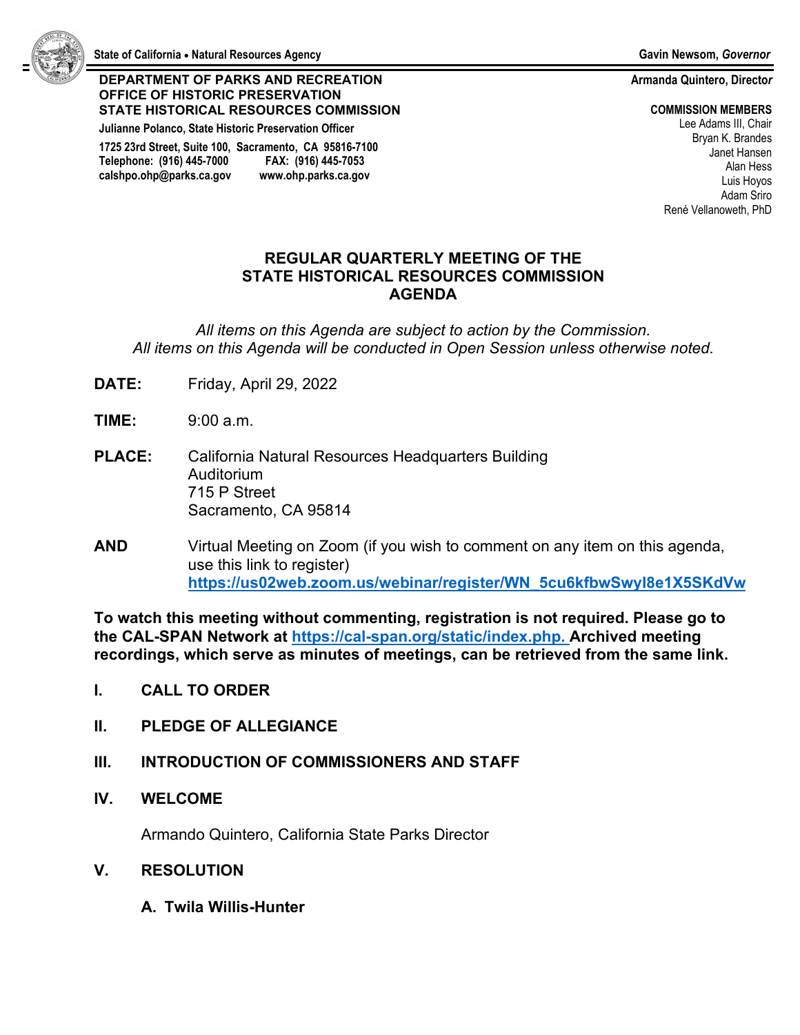**State of California • Natural Resources Agency** **Gavin Newsom, *Governor***

**DEPARTMENT OF PARKS AND RECREATION**
**OFFICE OF HISTORIC PRESERVATION**
**STATE HISTORICAL RESOURCES COMMISSION**

**Julianne Polanco, State Historic Preservation Officer**

**1725 23rd Street, Suite 100, Sacramento, CA 95816-7100**
**Telephone: (916) 445-7000 FAX: (916) 445-7053**
**calshpo.ohp@parks.ca.gov www.ohp.parks.ca.gov**

**Armanda Quintero, Director**

**COMMISSION MEMBERS**
Lee Adams III, Chair
Bryan K. Brandes
Janet Hansen
Alan Hess
Luis Hoyos
Adam Sriro
René Vellanoweth, PhD

# REGULAR QUARTERLY MEETING OF THE STATE HISTORICAL RESOURCES COMMISSION AGENDA

*All items on this Agenda are subject to action by the Commission.*
*All items on this Agenda will be conducted in Open Session unless otherwise noted.*

**DATE:** Friday, April 29, 2022

**TIME:** 9:00 a.m.

**PLACE:** California Natural Resources Headquarters Building
Auditorium
715 P Street
Sacramento, CA 95814

**AND** Virtual Meeting on Zoom (if you wish to comment on any item on this agenda, use this link to register)
**https://us02web.zoom.us/webinar/register/WN_5cu6kfbwSwyI8e1X5SKdVw**

**To watch this meeting without commenting, registration is not required. Please go to the CAL-SPAN Network at https://cal-span.org/static/index.php. Archived meeting recordings, which serve as minutes of meetings, can be retrieved from the same link.**

## I. CALL TO ORDER

## II. PLEDGE OF ALLEGIANCE

## III. INTRODUCTION OF COMMISSIONERS AND STAFF

## IV. WELCOME

Armando Quintero, California State Parks Director

## V. RESOLUTION

**A. Twila Willis-Hunter**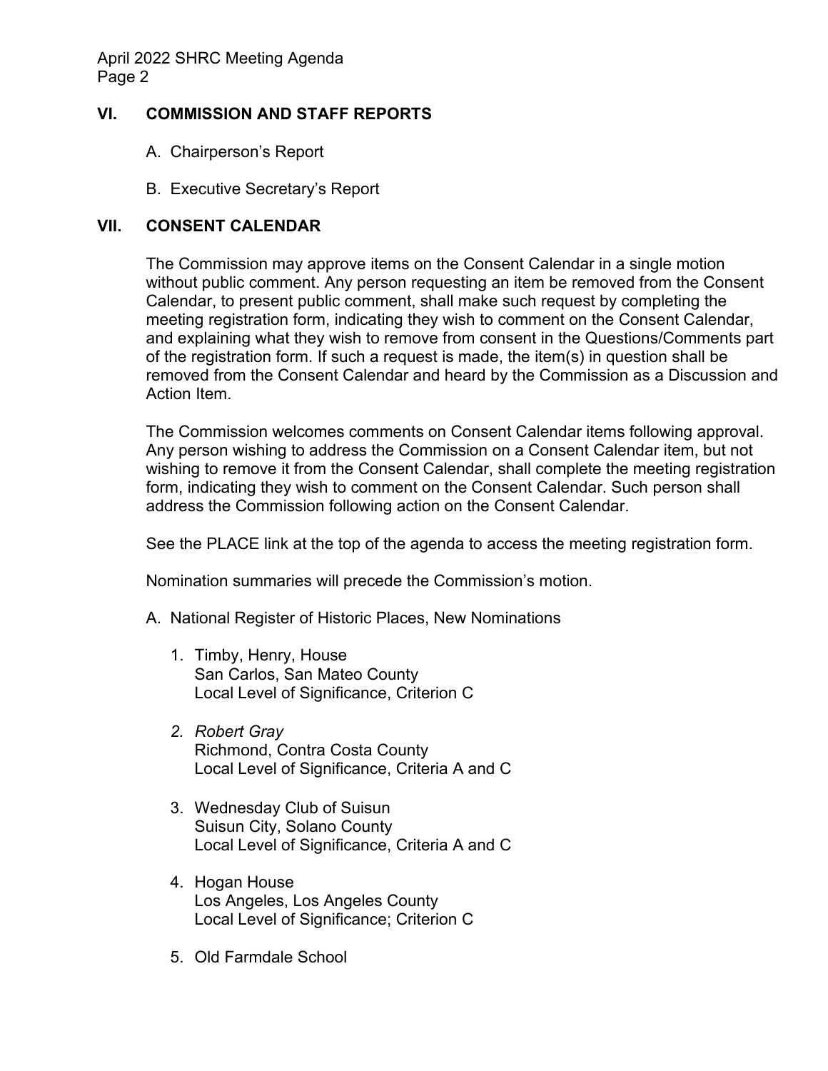## VI. COMMISSION AND STAFF REPORTS

A. Chairperson's Report

B. Executive Secretary's Report

## VII. CONSENT CALENDAR

The Commission may approve items on the Consent Calendar in a single motion without public comment. Any person requesting an item be removed from the Consent Calendar, to present public comment, shall make such request by completing the meeting registration form, indicating they wish to comment on the Consent Calendar, and explaining what they wish to remove from consent in the Questions/Comments part of the registration form. If such a request is made, the item(s) in question shall be removed from the Consent Calendar and heard by the Commission as a Discussion and Action Item.

The Commission welcomes comments on Consent Calendar items following approval. Any person wishing to address the Commission on a Consent Calendar item, but not wishing to remove it from the Consent Calendar, shall complete the meeting registration form, indicating they wish to comment on the Consent Calendar. Such person shall address the Commission following action on the Consent Calendar.

See the PLACE link at the top of the agenda to access the meeting registration form.

Nomination summaries will precede the Commission's motion.

A. National Register of Historic Places, New Nominations

1. Timby, Henry, House
   San Carlos, San Mateo County
   Local Level of Significance, Criterion C

2. *Robert Gray*
   Richmond, Contra Costa County
   Local Level of Significance, Criteria A and C

3. Wednesday Club of Suisun
   Suisun City, Solano County
   Local Level of Significance, Criteria A and C

4. Hogan House
   Los Angeles, Los Angeles County
   Local Level of Significance; Criterion C

5. Old Farmdale School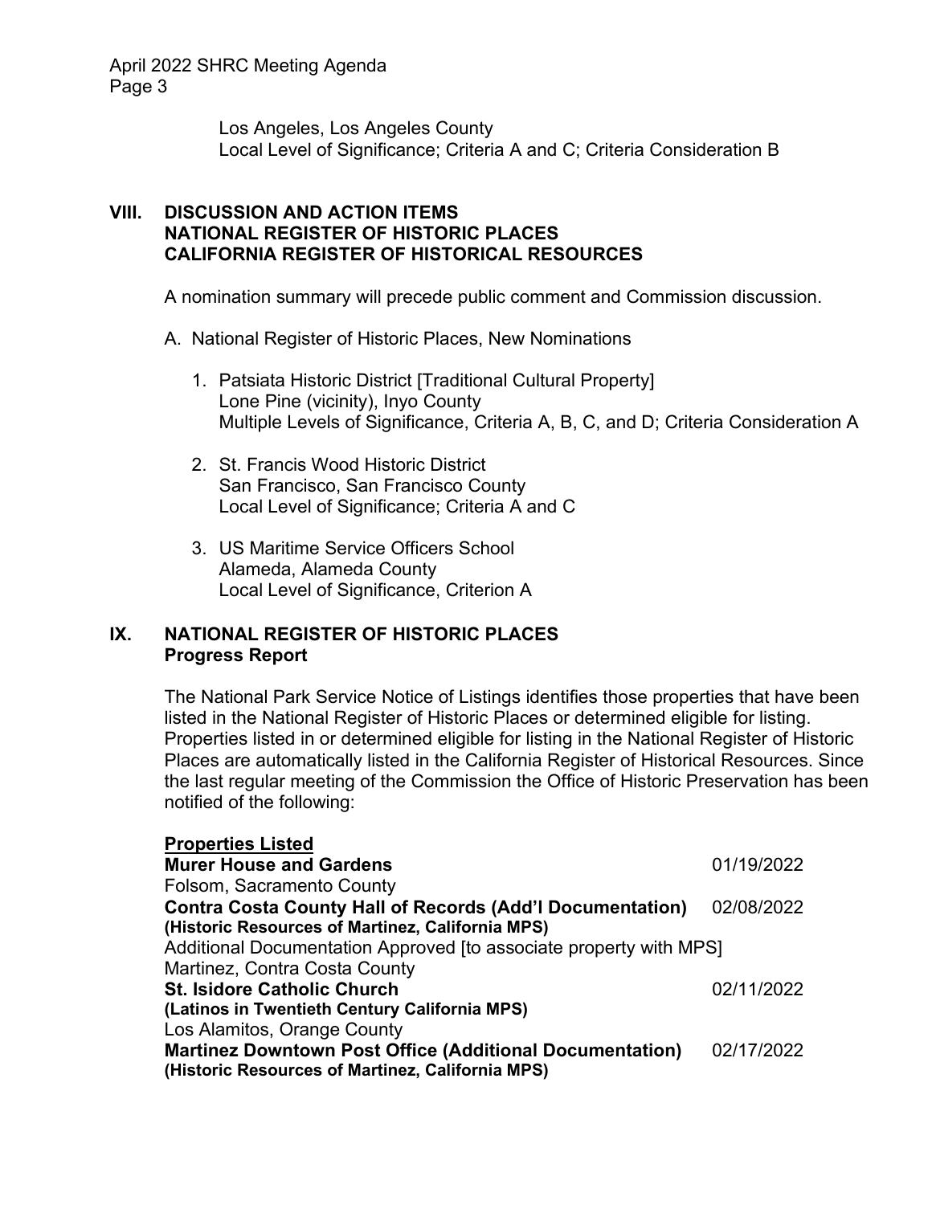Los Angeles, Los Angeles County
Local Level of Significance; Criteria A and C; Criteria Consideration B

## VIII. DISCUSSION AND ACTION ITEMS NATIONAL REGISTER OF HISTORIC PLACES CALIFORNIA REGISTER OF HISTORICAL RESOURCES

A nomination summary will precede public comment and Commission discussion.

A. National Register of Historic Places, New Nominations

1. Patsiata Historic District [Traditional Cultural Property]
   Lone Pine (vicinity), Inyo County
   Multiple Levels of Significance, Criteria A, B, C, and D; Criteria Consideration A

2. St. Francis Wood Historic District
   San Francisco, San Francisco County
   Local Level of Significance; Criteria A and C

3. US Maritime Service Officers School
   Alameda, Alameda County
   Local Level of Significance, Criterion A

## IX. NATIONAL REGISTER OF HISTORIC PLACES **Progress Report**

The National Park Service Notice of Listings identifies those properties that have been listed in the National Register of Historic Places or determined eligible for listing. Properties listed in or determined eligible for listing in the National Register of Historic Places are automatically listed in the California Register of Historical Resources. Since the last regular meeting of the Commission the Office of Historic Preservation has been notified of the following:

**Properties Listed**

**Murer House and Gardens** 01/19/2022
Folsom, Sacramento County

**Contra Costa County Hall of Records (Add'l Documentation)** 02/08/2022
**(Historic Resources of Martinez, California MPS)**
Additional Documentation Approved [to associate property with MPS]
Martinez, Contra Costa County

**St. Isidore Catholic Church** 02/11/2022
**(Latinos in Twentieth Century California MPS)**
Los Alamitos, Orange County

**Martinez Downtown Post Office (Additional Documentation)** 02/17/2022
**(Historic Resources of Martinez, California MPS)**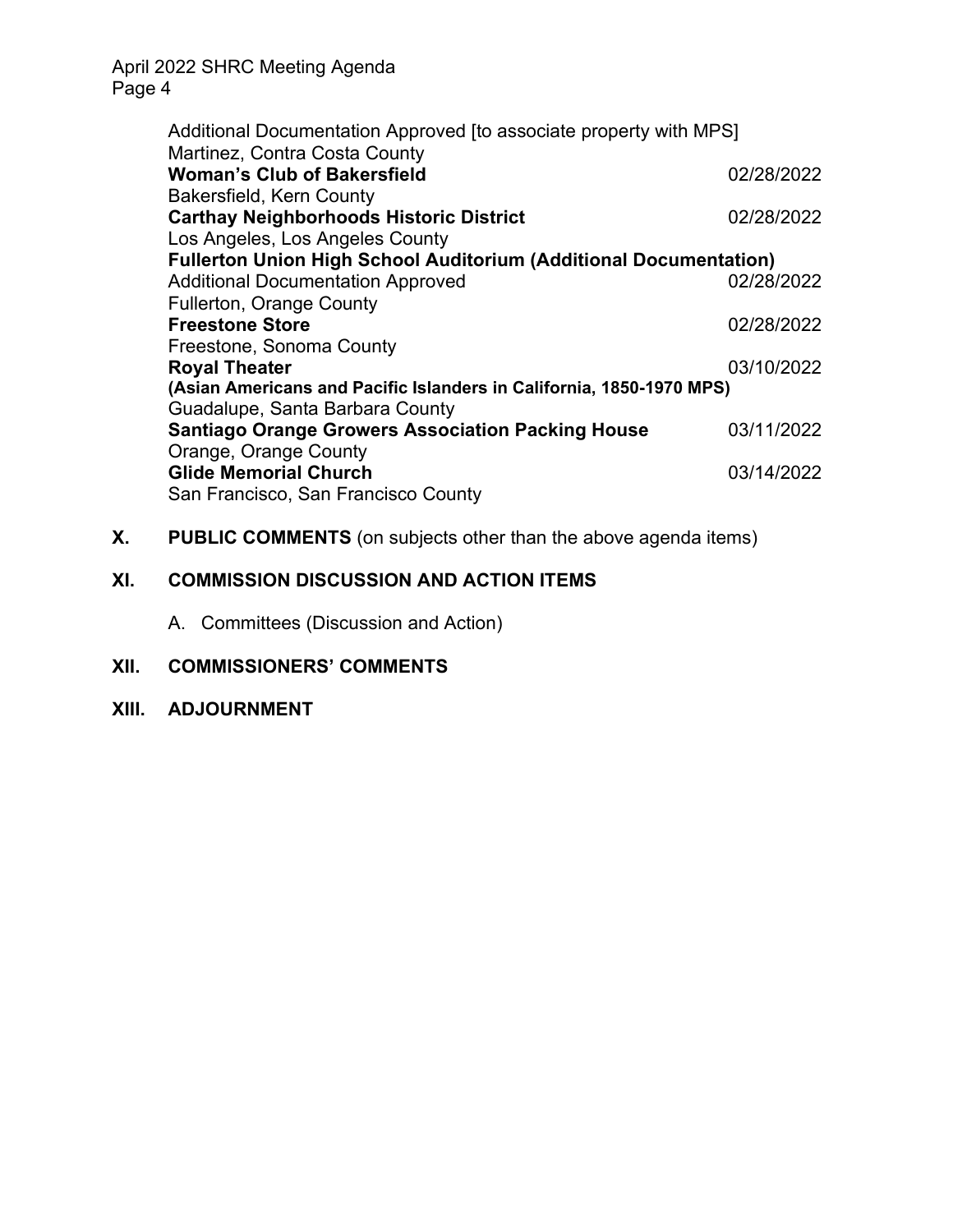Additional Documentation Approved [to associate property with MPS]
Martinez, Contra Costa County

**Woman's Club of Bakersfield** 02/28/2022
Bakersfield, Kern County

**Carthay Neighborhoods Historic District** 02/28/2022
Los Angeles, Los Angeles County

**Fullerton Union High School Auditorium (Additional Documentation)**
Additional Documentation Approved 02/28/2022
Fullerton, Orange County

**Freestone Store** 02/28/2022
Freestone, Sonoma County

**Royal Theater** 03/10/2022
**(Asian Americans and Pacific Islanders in California, 1850-1970 MPS)**
Guadalupe, Santa Barbara County

**Santiago Orange Growers Association Packing House** 03/11/2022
Orange, Orange County

**Glide Memorial Church** 03/14/2022
San Francisco, San Francisco County

**X. PUBLIC COMMENTS** (on subjects other than the above agenda items)

**XI. COMMISSION DISCUSSION AND ACTION ITEMS**

A. Committees (Discussion and Action)

**XII. COMMISSIONERS' COMMENTS**

**XIII. ADJOURNMENT**